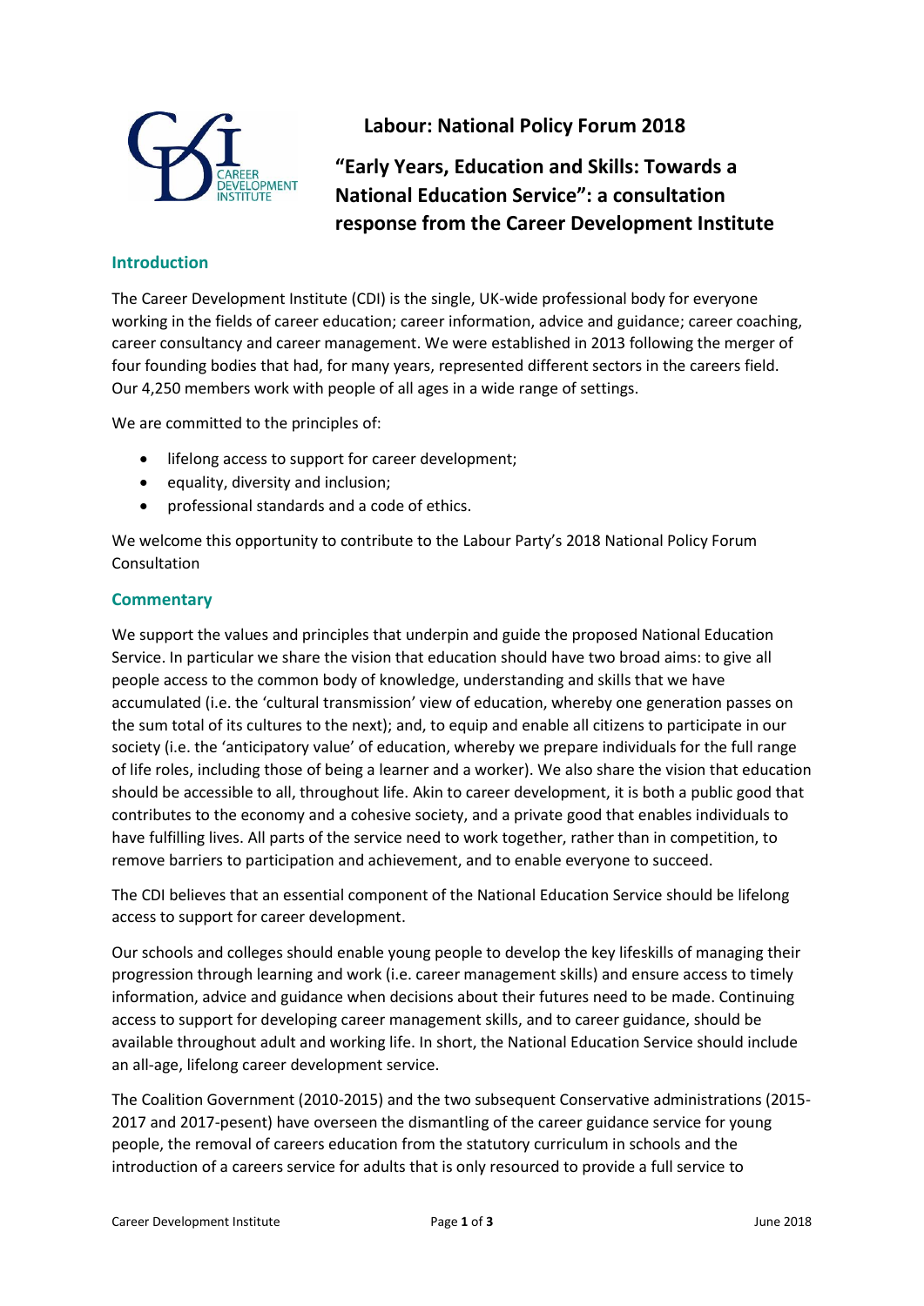# Labour: National Policy Forum 2018

## "Early Years, Education and Skills: Towards a National Education Service": a consultation response from the Career Development Institute

### Introduction

The Career Development Institute (CDI) is the single, UK-wide professional body for everyone working in the fields of career education; career information, advice and guidance; career coaching, career consultancy and career management. We were established in 2013 following the merger of four founding bodies that had, for many years, represented different sectors in the careers field. Our 4,250 members work with people of all ages in a wide range of settings.

We are committed to the principles of:

- lifelong access to support for career development;
- equality, diversity and inclusion;
- professional standards and a code of ethics.

We welcome this opportunity to contribute to the Labour Party's 2018 National Policy Forum Consultation

### Commentary

We support the values and principles that underpin and guide the proposed National Education Service. In particular we share the vision that education should have two broad aims: to give all people access to the common body of knowledge, understanding and skills that we have accumulated (i.e. the 'cultural transmission' view of education, whereby one generation passes on the sum total of its cultures to the next); and, to equip and enable all citizens to participate in our society (i.e. the 'anticipatory value' of education, whereby we prepare individuals for the full range of life roles, including those of being a learner and a worker). We also share the vision that education should be accessible to all, throughout life. Akin to career development, it is both a public good that contributes to the economy and a cohesive society, and a private good that enables individuals to have fulfilling lives. All parts of the service need to work together, rather than in competition, to remove barriers to participation and achievement, and to enable everyone to succeed.

The CDI believes that an essential component of the National Education Service should be lifelong access to support for career development.

Our schools and colleges should enable young people to develop the key lifeskills of managing their progression through learning and work (i.e. career management skills) and ensure access to timely information, advice and guidance when decisions about their futures need to be made. Continuing access to support for developing career management skills, and to career guidance, should be available throughout adult and working life. In short, the National Education Service should include an all-age, lifelong career development service.

The Coalition Government (2010-2015) and the two subsequent Conservative administrations (2015-2017 and 2017-pesent) have overseen the dismantling of the career guidance service for young people, the removal of careers education from the statutory curriculum in schools and the introduction of a careers service for adults that is only resourced to provide a full service to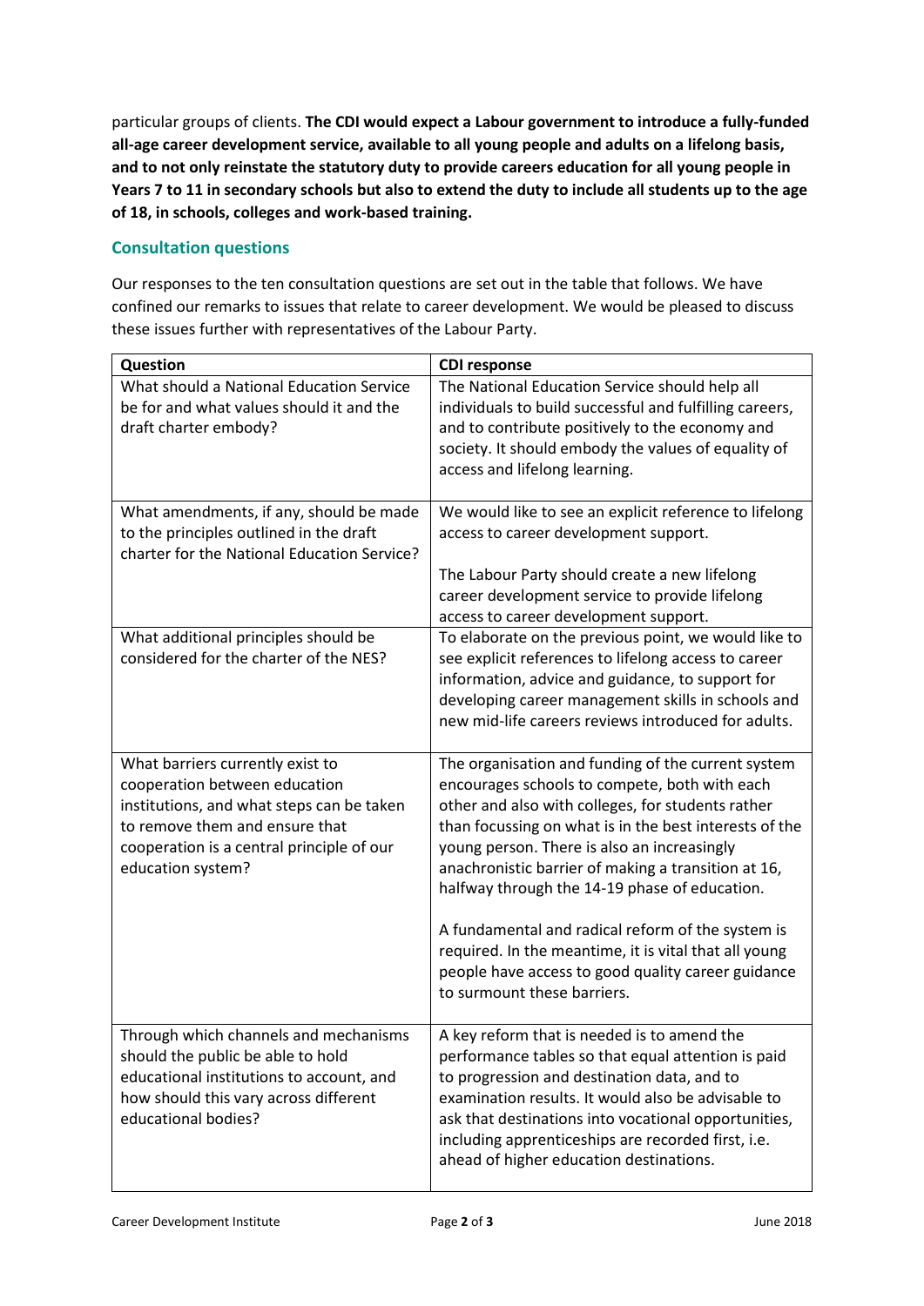particular groups of clients. **The CDI would expect a Labour government to introduce a fully-funded all-age career development service, available to all young people and adults on a lifelong basis, and to not only reinstate the statutory duty to provide careers education for all young people in Years 7 to 11 in secondary schools but also to extend the duty to include all students up to the age of 18, in schools, colleges and work-based training.**

## Consultation questions

Our responses to the ten consultation questions are set out in the table that follows. We have confined our remarks to issues that relate to career development. We would be pleased to discuss these issues further with representatives of the Labour Party.

| Question | CDI response |
|---|---|
| What should a National Education Service be for and what values should it and the draft charter embody? | The National Education Service should help all individuals to build successful and fulfilling careers, and to contribute positively to the economy and society. It should embody the values of equality of access and lifelong learning. |
| What amendments, if any, should be made to the principles outlined in the draft charter for the National Education Service? | We would like to see an explicit reference to lifelong access to career development support.<br><br>The Labour Party should create a new lifelong career development service to provide lifelong access to career development support. |
| What additional principles should be considered for the charter of the NES? | To elaborate on the previous point, we would like to see explicit references to lifelong access to career information, advice and guidance, to support for developing career management skills in schools and new mid-life careers reviews introduced for adults. |
| What barriers currently exist to cooperation between education institutions, and what steps can be taken to remove them and ensure that cooperation is a central principle of our education system? | The organisation and funding of the current system encourages schools to compete, both with each other and also with colleges, for students rather than focussing on what is in the best interests of the young person. There is also an increasingly anachronistic barrier of making a transition at 16, halfway through the 14-19 phase of education.<br><br>A fundamental and radical reform of the system is required. In the meantime, it is vital that all young people have access to good quality career guidance to surmount these barriers. |
| Through which channels and mechanisms should the public be able to hold educational institutions to account, and how should this vary across different educational bodies? | A key reform that is needed is to amend the performance tables so that equal attention is paid to progression and destination data, and to examination results. It would also be advisable to ask that destinations into vocational opportunities, including apprenticeships are recorded first, i.e. ahead of higher education destinations. |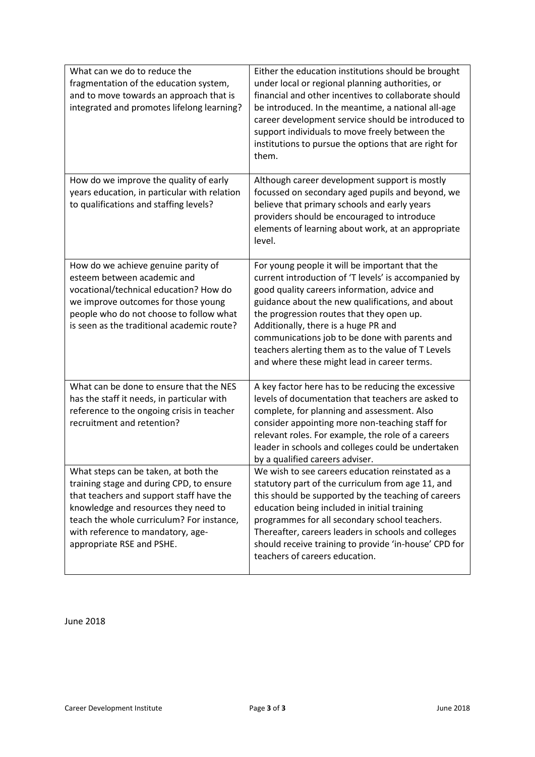| | |
|---|---|
| What can we do to reduce the fragmentation of the education system, and to move towards an approach that is integrated and promotes lifelong learning? | Either the education institutions should be brought under local or regional planning authorities, or financial and other incentives to collaborate should be introduced. In the meantime, a national all-age career development service should be introduced to support individuals to move freely between the institutions to pursue the options that are right for them. |
| How do we improve the quality of early years education, in particular with relation to qualifications and staffing levels? | Although career development support is mostly focussed on secondary aged pupils and beyond, we believe that primary schools and early years providers should be encouraged to introduce elements of learning about work, at an appropriate level. |
| How do we achieve genuine parity of esteem between academic and vocational/technical education? How do we improve outcomes for those young people who do not choose to follow what is seen as the traditional academic route? | For young people it will be important that the current introduction of 'T levels' is accompanied by good quality careers information, advice and guidance about the new qualifications, and about the progression routes that they open up. Additionally, there is a huge PR and communications job to be done with parents and teachers alerting them as to the value of T Levels and where these might lead in career terms. |
| What can be done to ensure that the NES has the staff it needs, in particular with reference to the ongoing crisis in teacher recruitment and retention? | A key factor here has to be reducing the excessive levels of documentation that teachers are asked to complete, for planning and assessment. Also consider appointing more non-teaching staff for relevant roles. For example, the role of a careers leader in schools and colleges could be undertaken by a qualified careers adviser. |
| What steps can be taken, at both the training stage and during CPD, to ensure that teachers and support staff have the knowledge and resources they need to teach the whole curriculum? For instance, with reference to mandatory, age-appropriate RSE and PSHE. | We wish to see careers education reinstated as a statutory part of the curriculum from age 11, and this should be supported by the teaching of careers education being included in initial training programmes for all secondary school teachers. Thereafter, careers leaders in schools and colleges should receive training to provide 'in-house' CPD for teachers of careers education. |

June 2018